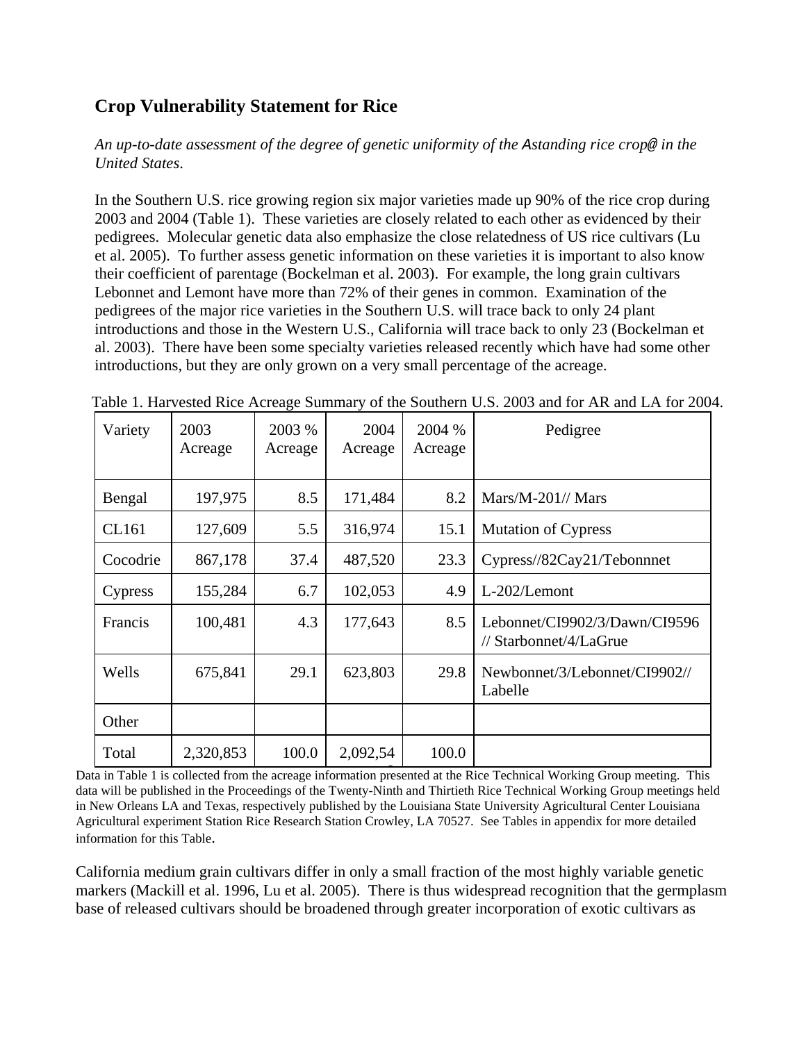# Crop Vulnerability Statement for Rice

*An up-to-date assessment of the degree of genetic uniformity of the Astanding rice crop@ in the United States*.

In the Southern U.S. rice growing region six major varieties made up 90% of the rice crop during 2003 and 2004 (Table 1). These varieties are closely related to each other as evidenced by their pedigrees. Molecular genetic data also emphasize the close relatedness of US rice cultivars (Lu et al. 2005). To further assess genetic information on these varieties it is important to also know their coefficient of parentage (Bockelman et al. 2003). For example, the long grain cultivars Lebonnet and Lemont have more than 72% of their genes in common. Examination of the pedigrees of the major rice varieties in the Southern U.S. will trace back to only 24 plant introductions and those in the Western U.S., California will trace back to only 23 (Bockelman et al. 2003). There have been some specialty varieties released recently which have had some other introductions, but they are only grown on a very small percentage of the acreage.

Table 1. Harvested Rice Acreage Summary of the Southern U.S. 2003 and for AR and LA for 2004.

| Variety | 2003 Acreage | 2003 % Acreage | 2004 Acreage | 2004 % Acreage | Pedigree |
|---|---|---|---|---|---|
| Bengal | 197,975 | 8.5 | 171,484 | 8.2 | Mars/M-201// Mars |
| CL161 | 127,609 | 5.5 | 316,974 | 15.1 | Mutation of Cypress |
| Cocodrie | 867,178 | 37.4 | 487,520 | 23.3 | Cypress//82Cay21/Tebonnnet |
| Cypress | 155,284 | 6.7 | 102,053 | 4.9 | L-202/Lemont |
| Francis | 100,481 | 4.3 | 177,643 | 8.5 | Lebonnet/CI9902/3/Dawn/CI9596 // Starbonnet/4/LaGrue |
| Wells | 675,841 | 29.1 | 623,803 | 29.8 | Newbonnet/3/Lebonnet/CI9902// Labelle |
| Other | | | | | |
| Total | 2,320,853 | 100.0 | 2,092,54 | 100.0 | |

Data in Table 1 is collected from the acreage information presented at the Rice Technical Working Group meeting. This data will be published in the Proceedings of the Twenty-Ninth and Thirtieth Rice Technical Working Group meetings held in New Orleans LA and Texas, respectively published by the Louisiana State University Agricultural Center Louisiana Agricultural experiment Station Rice Research Station Crowley, LA 70527. See Tables in appendix for more detailed information for this Table.

California medium grain cultivars differ in only a small fraction of the most highly variable genetic markers (Mackill et al. 1996, Lu et al. 2005). There is thus widespread recognition that the germplasm base of released cultivars should be broadened through greater incorporation of exotic cultivars as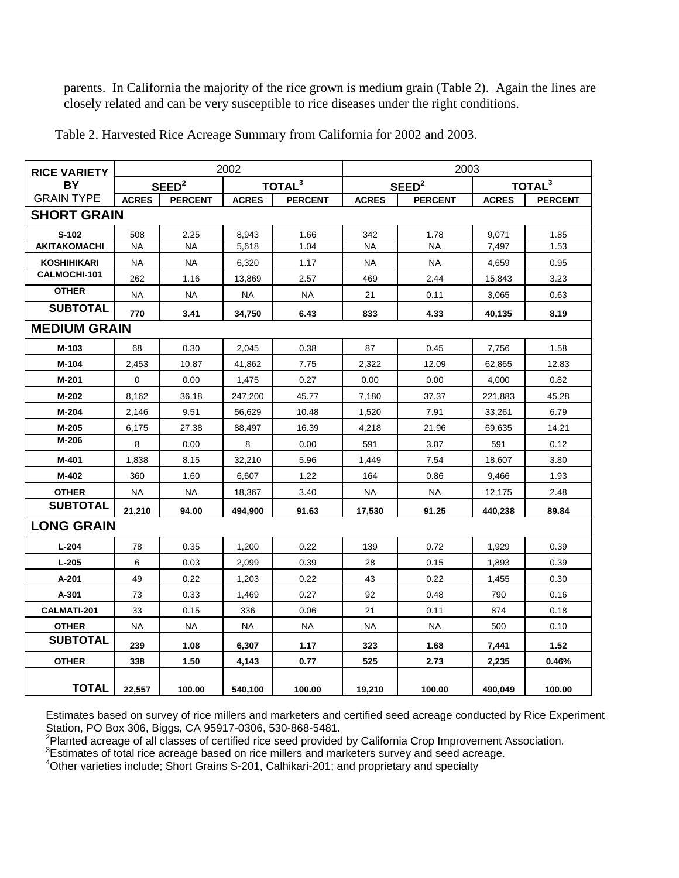parents. In California the majority of the rice grown is medium grain (Table 2). Again the lines are closely related and can be very susceptible to rice diseases under the right conditions.

Table 2. Harvested Rice Acreage Summary from California for 2002 and 2003.

| RICE VARIETY BY GRAIN TYPE | 2002 | | | | 2003 | | | |
|---|---|---|---|---|---|---|---|---|
| | SEED[2] | | TOTAL[3] | | SEED[2] | | TOTAL[3] | |
| | ACRES | PERCENT | ACRES | PERCENT | ACRES | PERCENT | ACRES | PERCENT |
| **SHORT GRAIN** | | | | | | | | |
| S-102 | 508 | 2.25 | 8,943 | 1.66 | 342 | 1.78 | 9,071 | 1.85 |
| AKITAKOMACHI | NA | NA | 5,618 | 1.04 | NA | NA | 7,497 | 1.53 |
| KOSHIHIKARI | NA | NA | 6,320 | 1.17 | NA | NA | 4,659 | 0.95 |
| CALMOCHI-101 | 262 | 1.16 | 13,869 | 2.57 | 469 | 2.44 | 15,843 | 3.23 |
| OTHER | NA | NA | NA | NA | 21 | 0.11 | 3,065 | 0.63 |
| **SUBTOTAL** | **770** | **3.41** | **34,750** | **6.43** | **833** | **4.33** | **40,135** | **8.19** |
| **MEDIUM GRAIN** | | | | | | | | |
| M-103 | 68 | 0.30 | 2,045 | 0.38 | 87 | 0.45 | 7,756 | 1.58 |
| M-104 | 2,453 | 10.87 | 41,862 | 7.75 | 2,322 | 12.09 | 62,865 | 12.83 |
| M-201 | 0 | 0.00 | 1,475 | 0.27 | 0.00 | 0.00 | 4,000 | 0.82 |
| M-202 | 8,162 | 36.18 | 247,200 | 45.77 | 7,180 | 37.37 | 221,883 | 45.28 |
| M-204 | 2,146 | 9.51 | 56,629 | 10.48 | 1,520 | 7.91 | 33,261 | 6.79 |
| M-205 | 6,175 | 27.38 | 88,497 | 16.39 | 4,218 | 21.96 | 69,635 | 14.21 |
| M-206 | 8 | 0.00 | 8 | 0.00 | 591 | 3.07 | 591 | 0.12 |
| M-401 | 1,838 | 8.15 | 32,210 | 5.96 | 1,449 | 7.54 | 18,607 | 3.80 |
| M-402 | 360 | 1.60 | 6,607 | 1.22 | 164 | 0.86 | 9,466 | 1.93 |
| OTHER | NA | NA | 18,367 | 3.40 | NA | NA | 12,175 | 2.48 |
| **SUBTOTAL** | **21,210** | **94.00** | **494,900** | **91.63** | **17,530** | **91.25** | **440,238** | **89.84** |
| **LONG GRAIN** | | | | | | | | |
| L-204 | 78 | 0.35 | 1,200 | 0.22 | 139 | 0.72 | 1,929 | 0.39 |
| L-205 | 6 | 0.03 | 2,099 | 0.39 | 28 | 0.15 | 1,893 | 0.39 |
| A-201 | 49 | 0.22 | 1,203 | 0.22 | 43 | 0.22 | 1,455 | 0.30 |
| A-301 | 73 | 0.33 | 1,469 | 0.27 | 92 | 0.48 | 790 | 0.16 |
| CALMATI-201 | 33 | 0.15 | 336 | 0.06 | 21 | 0.11 | 874 | 0.18 |
| OTHER | NA | NA | NA | NA | NA | NA | 500 | 0.10 |
| **SUBTOTAL** | **239** | **1.08** | **6,307** | **1.17** | **323** | **1.68** | **7,441** | **1.52** |
| **OTHER** | **338** | **1.50** | **4,143** | **0.77** | **525** | **2.73** | **2,235** | **0.46%** |
| **TOTAL** | **22,557** | **100.00** | **540,100** | **100.00** | **19,210** | **100.00** | **490,049** | **100.00** |

Estimates based on survey of rice millers and marketers and certified seed acreage conducted by Rice Experiment Station, PO Box 306, Biggs, CA 95917-0306, 530-868-5481.
[2]Planted acreage of all classes of certified rice seed provided by California Crop Improvement Association.
[3]Estimates of total rice acreage based on rice millers and marketers survey and seed acreage.
[4]Other varieties include; Short Grains S-201, Calhikari-201; and proprietary and specialty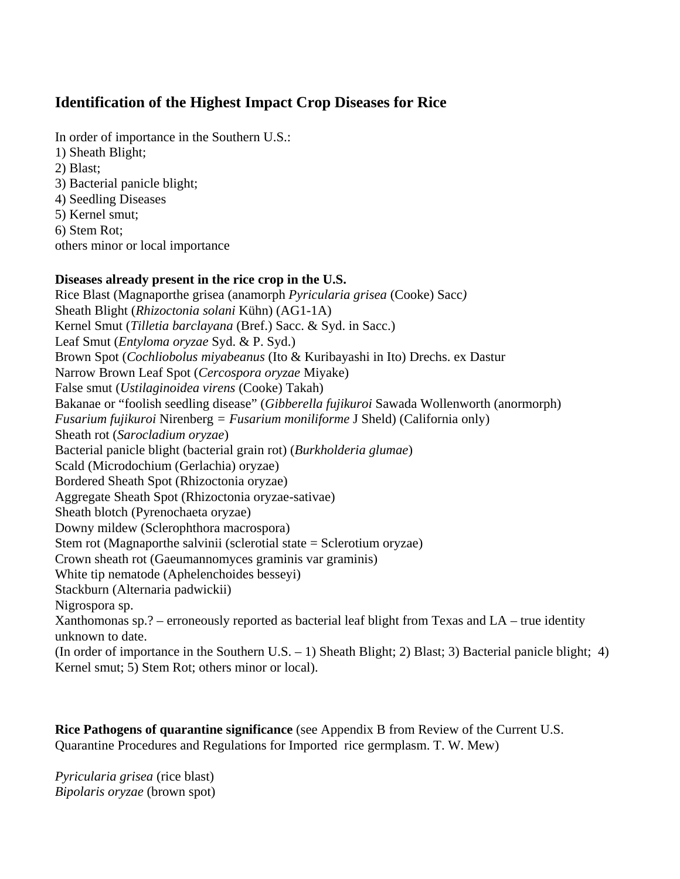## Identification of the Highest Impact Crop Diseases for Rice

In order of importance in the Southern U.S.:
1) Sheath Blight;
2) Blast;
3) Bacterial panicle blight;
4) Seedling Diseases
5) Kernel smut;
6) Stem Rot;
others minor or local importance

**Diseases already present in the rice crop in the U.S.**
Rice Blast (Magnaporthe grisea (anamorph *Pyricularia grisea* (Cooke) Sacc*)*
Sheath Blight (*Rhizoctonia solani* Kühn) (AG1-1A)
Kernel Smut (*Tilletia barclayana* (Bref.) Sacc. & Syd. in Sacc.)
Leaf Smut (*Entyloma oryzae* Syd. & P. Syd.)
Brown Spot (*Cochliobolus miyabeanus* (Ito & Kuribayashi in Ito) Drechs. ex Dastur
Narrow Brown Leaf Spot (*Cercospora oryzae* Miyake)
False smut (*Ustilaginoidea virens* (Cooke) Takah)
Bakanae or "foolish seedling disease" (*Gibberella fujikuroi* Sawada Wollenworth (anormorph) *Fusarium fujikuroi* Nirenberg = *Fusarium moniliforme* J Sheld) (California only)
Sheath rot (*Sarocladium oryzae*)
Bacterial panicle blight (bacterial grain rot) (*Burkholderia glumae*)
Scald (Microdochium (Gerlachia) oryzae)
Bordered Sheath Spot (Rhizoctonia oryzae)
Aggregate Sheath Spot (Rhizoctonia oryzae-sativae)
Sheath blotch (Pyrenochaeta oryzae)
Downy mildew (Sclerophthora macrospora)
Stem rot (Magnaporthe salvinii (sclerotial state = Sclerotium oryzae)
Crown sheath rot (Gaeumannomyces graminis var graminis)
White tip nematode (Aphelenchoides besseyi)
Stackburn (Alternaria padwickii)
Nigrospora sp.
Xanthomonas sp.? – erroneously reported as bacterial leaf blight from Texas and LA – true identity unknown to date.
(In order of importance in the Southern U.S. – 1) Sheath Blight; 2) Blast; 3) Bacterial panicle blight; 4) Kernel smut; 5) Stem Rot; others minor or local).

**Rice Pathogens of quarantine significance** (see Appendix B from Review of the Current U.S. Quarantine Procedures and Regulations for Imported rice germplasm. T. W. Mew)

*Pyricularia grisea* (rice blast)
*Bipolaris oryzae* (brown spot)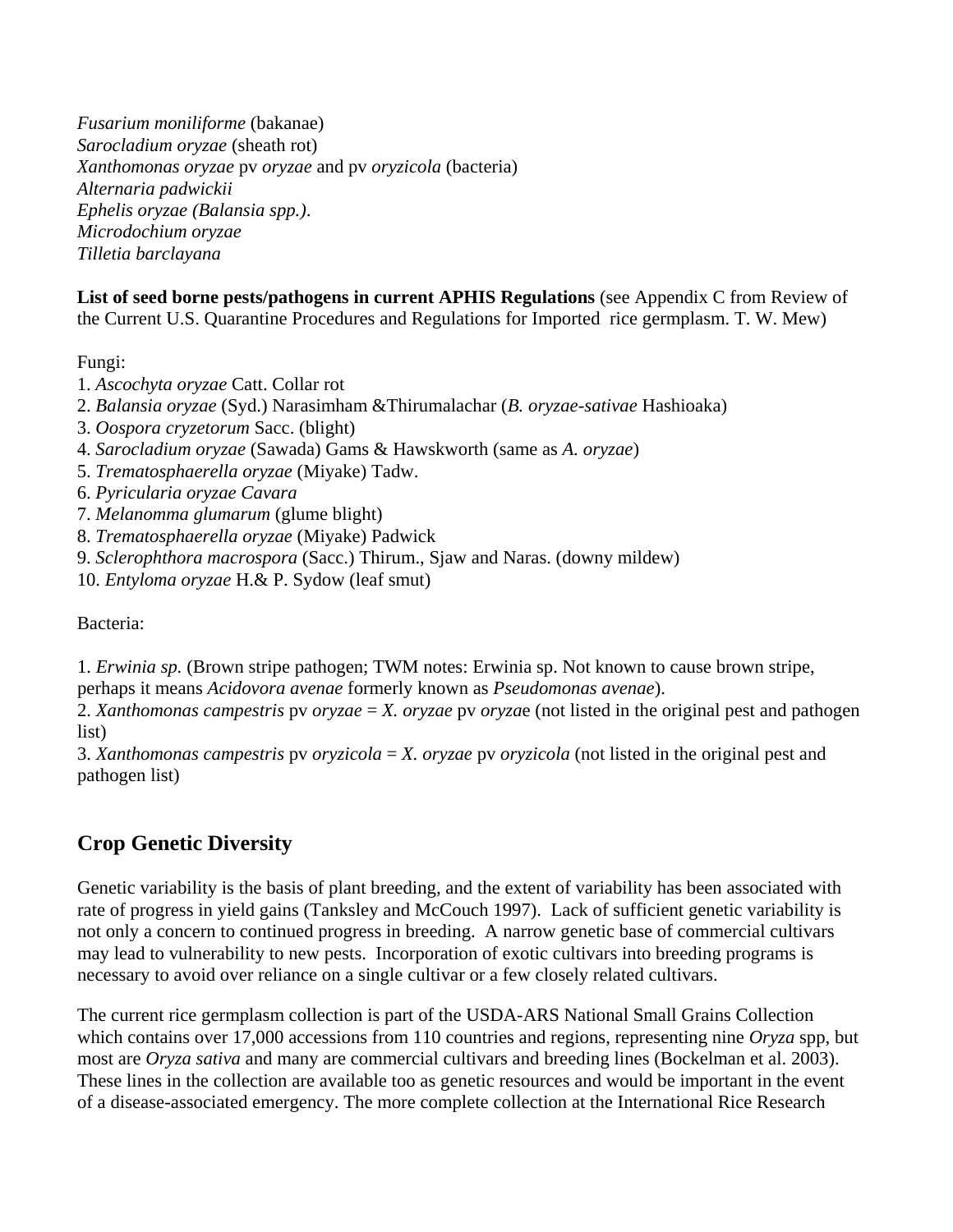*Fusarium moniliforme* (bakanae)
*Sarocladium oryzae* (sheath rot)
*Xanthomonas oryzae* pv *oryzae* and pv *oryzicola* (bacteria)
*Alternaria padwickii*
*Ephelis oryzae (Balansia spp.).*
*Microdochium oryzae*
*Tilletia barclayana*

**List of seed borne pests/pathogens in current APHIS Regulations** (see Appendix C from Review of the Current U.S. Quarantine Procedures and Regulations for Imported rice germplasm. T. W. Mew)

Fungi:
1. *Ascochyta oryzae* Catt. Collar rot
2. *Balansia oryzae* (Syd.) Narasimham &Thirumalachar (*B. oryzae-sativae* Hashioaka)
3. *Oospora cryzetorum* Sacc. (blight)
4. *Sarocladium oryzae* (Sawada) Gams & Hawskworth (same as *A. oryzae*)
5. *Trematosphaerella oryzae* (Miyake) Tadw.
6. *Pyricularia oryzae Cavara*
7. *Melanomma glumarum* (glume blight)
8. *Trematosphaerella oryzae* (Miyake) Padwick
9. *Sclerophthora macrospora* (Sacc.) Thirum., Sjaw and Naras. (downy mildew)
10. *Entyloma oryzae* H.& P. Sydow (leaf smut)

Bacteria:

1. *Erwinia sp.* (Brown stripe pathogen; TWM notes: Erwinia sp. Not known to cause brown stripe, perhaps it means *Acidovora avenae* formerly known as *Pseudomonas avenae*).
2. *Xanthomonas campestris* pv *oryzae* = *X. oryzae* pv *oryza*e (not listed in the original pest and pathogen list)
3. *Xanthomonas campestris* pv *oryzicola* = *X. oryzae* pv *oryzicola* (not listed in the original pest and pathogen list)

## Crop Genetic Diversity

Genetic variability is the basis of plant breeding, and the extent of variability has been associated with rate of progress in yield gains (Tanksley and McCouch 1997). Lack of sufficient genetic variability is not only a concern to continued progress in breeding. A narrow genetic base of commercial cultivars may lead to vulnerability to new pests. Incorporation of exotic cultivars into breeding programs is necessary to avoid over reliance on a single cultivar or a few closely related cultivars.

The current rice germplasm collection is part of the USDA-ARS National Small Grains Collection which contains over 17,000 accessions from 110 countries and regions, representing nine *Oryza* spp, but most are *Oryza sativa* and many are commercial cultivars and breeding lines (Bockelman et al. 2003). These lines in the collection are available too as genetic resources and would be important in the event of a disease-associated emergency. The more complete collection at the International Rice Research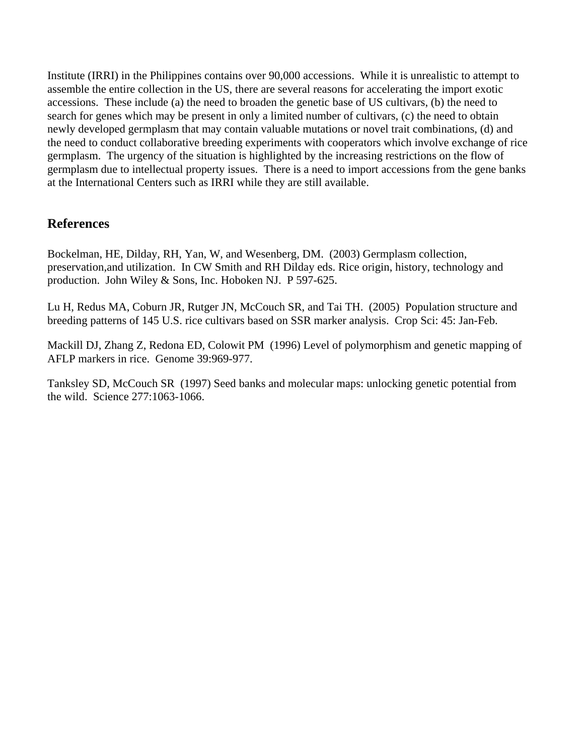Institute (IRRI) in the Philippines contains over 90,000 accessions. While it is unrealistic to attempt to assemble the entire collection in the US, there are several reasons for accelerating the import exotic accessions. These include (a) the need to broaden the genetic base of US cultivars, (b) the need to search for genes which may be present in only a limited number of cultivars, (c) the need to obtain newly developed germplasm that may contain valuable mutations or novel trait combinations, (d) and the need to conduct collaborative breeding experiments with cooperators which involve exchange of rice germplasm. The urgency of the situation is highlighted by the increasing restrictions on the flow of germplasm due to intellectual property issues. There is a need to import accessions from the gene banks at the International Centers such as IRRI while they are still available.

## References

Bockelman, HE, Dilday, RH, Yan, W, and Wesenberg, DM. (2003) Germplasm collection, preservation,and utilization. In CW Smith and RH Dilday eds. Rice origin, history, technology and production. John Wiley & Sons, Inc. Hoboken NJ. P 597-625.

Lu H, Redus MA, Coburn JR, Rutger JN, McCouch SR, and Tai TH. (2005) Population structure and breeding patterns of 145 U.S. rice cultivars based on SSR marker analysis. Crop Sci: 45: Jan-Feb.

Mackill DJ, Zhang Z, Redona ED, Colowit PM (1996) Level of polymorphism and genetic mapping of AFLP markers in rice. Genome 39:969-977.

Tanksley SD, McCouch SR (1997) Seed banks and molecular maps: unlocking genetic potential from the wild. Science 277:1063-1066.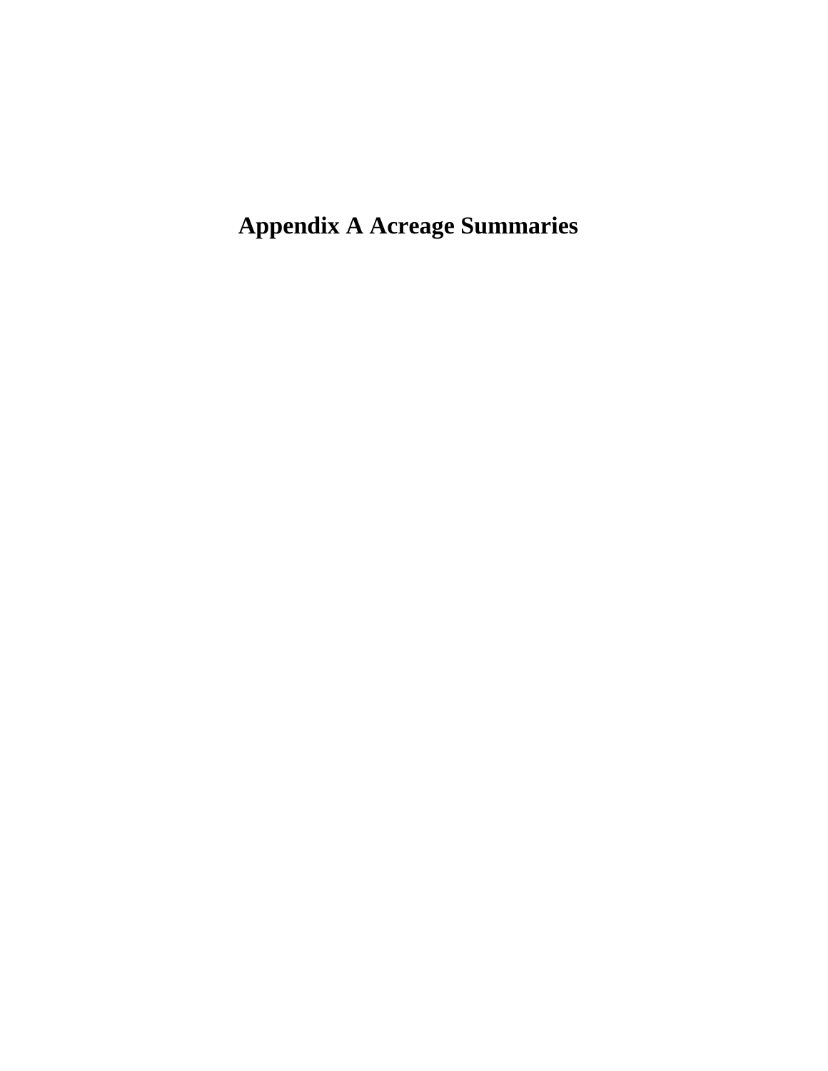# Appendix A Acreage Summaries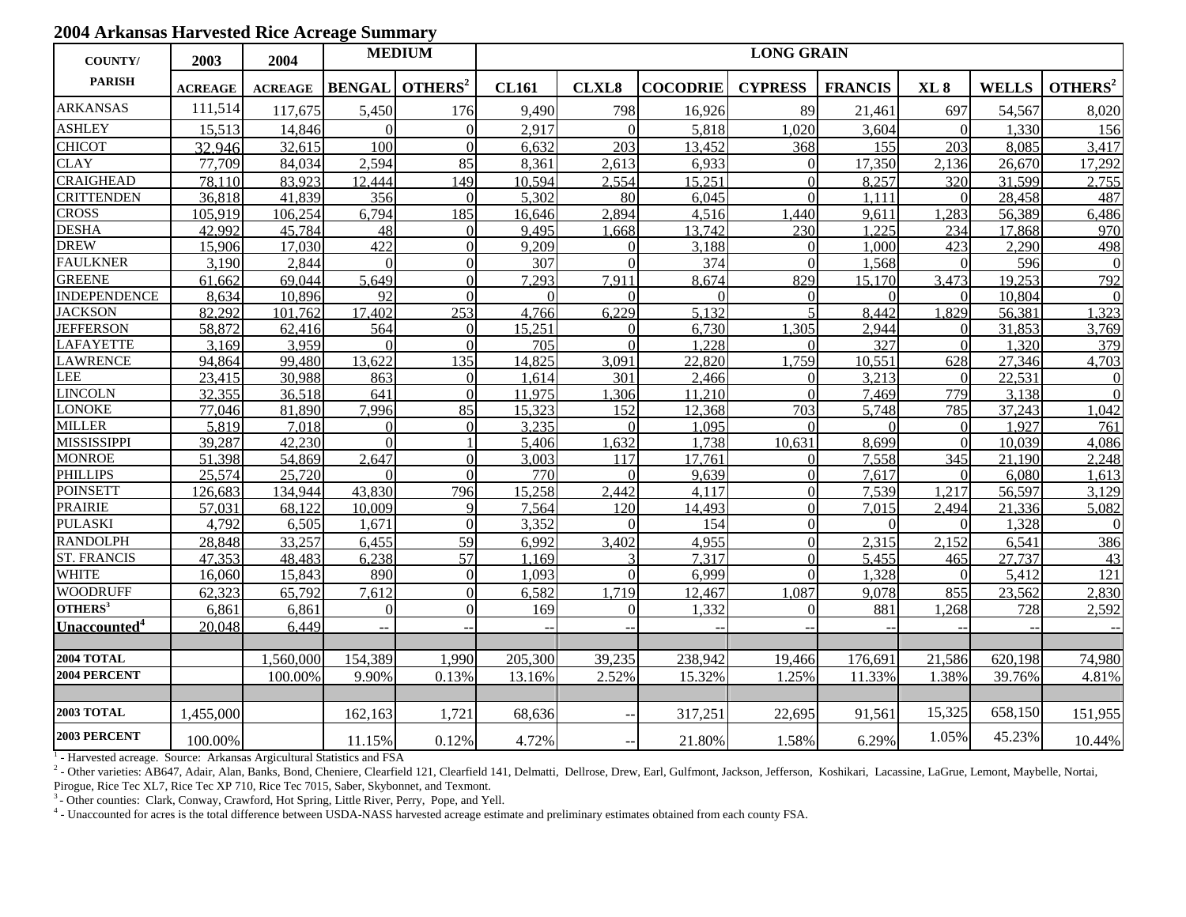## 2004 Arkansas Harvested Rice Acreage Summary

| COUNTY/ PARISH | 2003 | 2004 | MEDIUM | | LONG GRAIN | | | | | | | |
|---|---|---|---|---|---|---|---|---|---|---|---|---|
| | ACREAGE | ACREAGE | BENGAL | OTHERS[2] | CL161 | CLXL8 | COCODRIE | CYPRESS | FRANCIS | XL 8 | WELLS | OTHERS[2] |
| ARKANSAS | 111,514 | 117,675 | 5,450 | 176 | 9,490 | 798 | 16,926 | 89 | 21,461 | 697 | 54,567 | 8,020 |
| ASHLEY | 15,513 | 14,846 | 0 | 0 | 2,917 | 0 | 5,818 | 1,020 | 3,604 | 0 | 1,330 | 156 |
| CHICOT | 32,946 | 32,615 | 100 | 0 | 6,632 | 203 | 13,452 | 368 | 155 | 203 | 8,085 | 3,417 |
| CLAY | 77,709 | 84,034 | 2,594 | 85 | 8,361 | 2,613 | 6,933 | 0 | 17,350 | 2,136 | 26,670 | 17,292 |
| CRAIGHEAD | 78,110 | 83,923 | 12,444 | 149 | 10,594 | 2,554 | 15,251 | 0 | 8,257 | 320 | 31,599 | 2,755 |
| CRITTENDEN | 36,818 | 41,839 | 356 | 0 | 5,302 | 80 | 6,045 | 0 | 1,111 | 0 | 28,458 | 487 |
| CROSS | 105,919 | 106,254 | 6,794 | 185 | 16,646 | 2,894 | 4,516 | 1,440 | 9,611 | 1,283 | 56,389 | 6,486 |
| DESHA | 42,992 | 45,784 | 48 | 0 | 9,495 | 1,668 | 13,742 | 230 | 1,225 | 234 | 17,868 | 970 |
| DREW | 15,906 | 17,030 | 422 | 0 | 9,209 | 0 | 3,188 | 0 | 1,000 | 423 | 2,290 | 498 |
| FAULKNER | 3,190 | 2,844 | 0 | 0 | 307 | 0 | 374 | 0 | 1,568 | 0 | 596 | 0 |
| GREENE | 61,662 | 69,044 | 5,649 | 0 | 7,293 | 7,911 | 8,674 | 829 | 15,170 | 3,473 | 19,253 | 792 |
| INDEPENDENCE | 8,634 | 10,896 | 92 | 0 | 0 | 0 | 0 | 0 | 0 | 0 | 10,804 | 0 |
| JACKSON | 82,292 | 101,762 | 17,402 | 253 | 4,766 | 6,229 | 5,132 | 5 | 8,442 | 1,829 | 56,381 | 1,323 |
| JEFFERSON | 58,872 | 62,416 | 564 | 0 | 15,251 | 0 | 6,730 | 1,305 | 2,944 | 0 | 31,853 | 3,769 |
| LAFAYETTE | 3,169 | 3,959 | 0 | 0 | 705 | 0 | 1,228 | 0 | 327 | 0 | 1,320 | 379 |
| LAWRENCE | 94,864 | 99,480 | 13,622 | 135 | 14,825 | 3,091 | 22,820 | 1,759 | 10,551 | 628 | 27,346 | 4,703 |
| LEE | 23,415 | 30,988 | 863 | 0 | 1,614 | 301 | 2,466 | 0 | 3,213 | 0 | 22,531 | 0 |
| LINCOLN | 32,355 | 36,518 | 641 | 0 | 11,975 | 1,306 | 11,210 | 0 | 7,469 | 779 | 3,138 | 0 |
| LONOKE | 77,046 | 81,890 | 7,996 | 85 | 15,323 | 152 | 12,368 | 703 | 5,748 | 785 | 37,243 | 1,042 |
| MILLER | 5,819 | 7,018 | 0 | 0 | 3,235 | 0 | 1,095 | 0 | 0 | 0 | 1,927 | 761 |
| MISSISSIPPI | 39,287 | 42,230 | 0 | 1 | 5,406 | 1,632 | 1,738 | 10,631 | 8,699 | 0 | 10,039 | 4,086 |
| MONROE | 51,398 | 54,869 | 2,647 | 0 | 3,003 | 117 | 17,761 | 0 | 7,558 | 345 | 21,190 | 2,248 |
| PHILLIPS | 25,574 | 25,720 | 0 | 0 | 770 | 0 | 9,639 | 0 | 7,617 | 0 | 6,080 | 1,613 |
| POINSETT | 126,683 | 134,944 | 43,830 | 796 | 15,258 | 2,442 | 4,117 | 0 | 7,539 | 1,217 | 56,597 | 3,129 |
| PRAIRIE | 57,031 | 68,122 | 10,009 | 9 | 7,564 | 120 | 14,493 | 0 | 7,015 | 2,494 | 21,336 | 5,082 |
| PULASKI | 4,792 | 6,505 | 1,671 | 0 | 3,352 | 0 | 154 | 0 | 0 | 0 | 1,328 | 0 |
| RANDOLPH | 28,848 | 33,257 | 6,455 | 59 | 6,992 | 3,402 | 4,955 | 0 | 2,315 | 2,152 | 6,541 | 386 |
| ST. FRANCIS | 47,353 | 48,483 | 6,238 | 57 | 1,169 | 3 | 7,317 | 0 | 5,455 | 465 | 27,737 | 43 |
| WHITE | 16,060 | 15,843 | 890 | 0 | 1,093 | 0 | 6,999 | 0 | 1,328 | 0 | 5,412 | 121 |
| WOODRUFF | 62,323 | 65,792 | 7,612 | 0 | 6,582 | 1,719 | 12,467 | 1,087 | 9,078 | 855 | 23,562 | 2,830 |
| OTHERS[3] | 6,861 | 6,861 | 0 | 0 | 169 | 0 | 1,332 | 0 | 881 | 1,268 | 728 | 2,592 |
| Unaccounted[4] | 20,048 | 6,449 | -- | -- | -- | -- | -- | -- | -- | -- | -- | -- |
| | | | | | | | | | | | | |
| 2004 TOTAL | | 1,560,000 | 154,389 | 1,990 | 205,300 | 39,235 | 238,942 | 19,466 | 176,691 | 21,586 | 620,198 | 74,980 |
| 2004 PERCENT | | 100.00% | 9.90% | 0.13% | 13.16% | 2.52% | 15.32% | 1.25% | 11.33% | 1.38% | 39.76% | 4.81% |
| | | | | | | | | | | | | |
| 2003 TOTAL | 1,455,000 | | 162,163 | 1,721 | 68,636 | -- | 317,251 | 22,695 | 91,561 | 15,325 | 658,150 | 151,955 |
| 2003 PERCENT | 100.00% | | 11.15% | 0.12% | 4.72% | -- | 21.80% | 1.58% | 6.29% | 1.05% | 45.23% | 10.44% |

[1] - Harvested acreage. Source: Arkansas Argicultural Statistics and FSA

[2] - Other varieties: AB647, Adair, Alan, Banks, Bond, Cheniere, Clearfield 121, Clearfield 141, Delmatti, Dellrose, Drew, Earl, Gulfmont, Jackson, Jefferson, Koshikari, Lacassine, LaGrue, Lemont, Maybelle, Nortai, Pirogue, Rice Tec XL7, Rice Tec XP 710, Rice Tec 7015, Saber, Skybonnet, and Texmont.

[3] - Other counties: Clark, Conway, Crawford, Hot Spring, Little River, Perry, Pope, and Yell.

[4] - Unaccounted for acres is the total difference between USDA-NASS harvested acreage estimate and preliminary estimates obtained from each county FSA.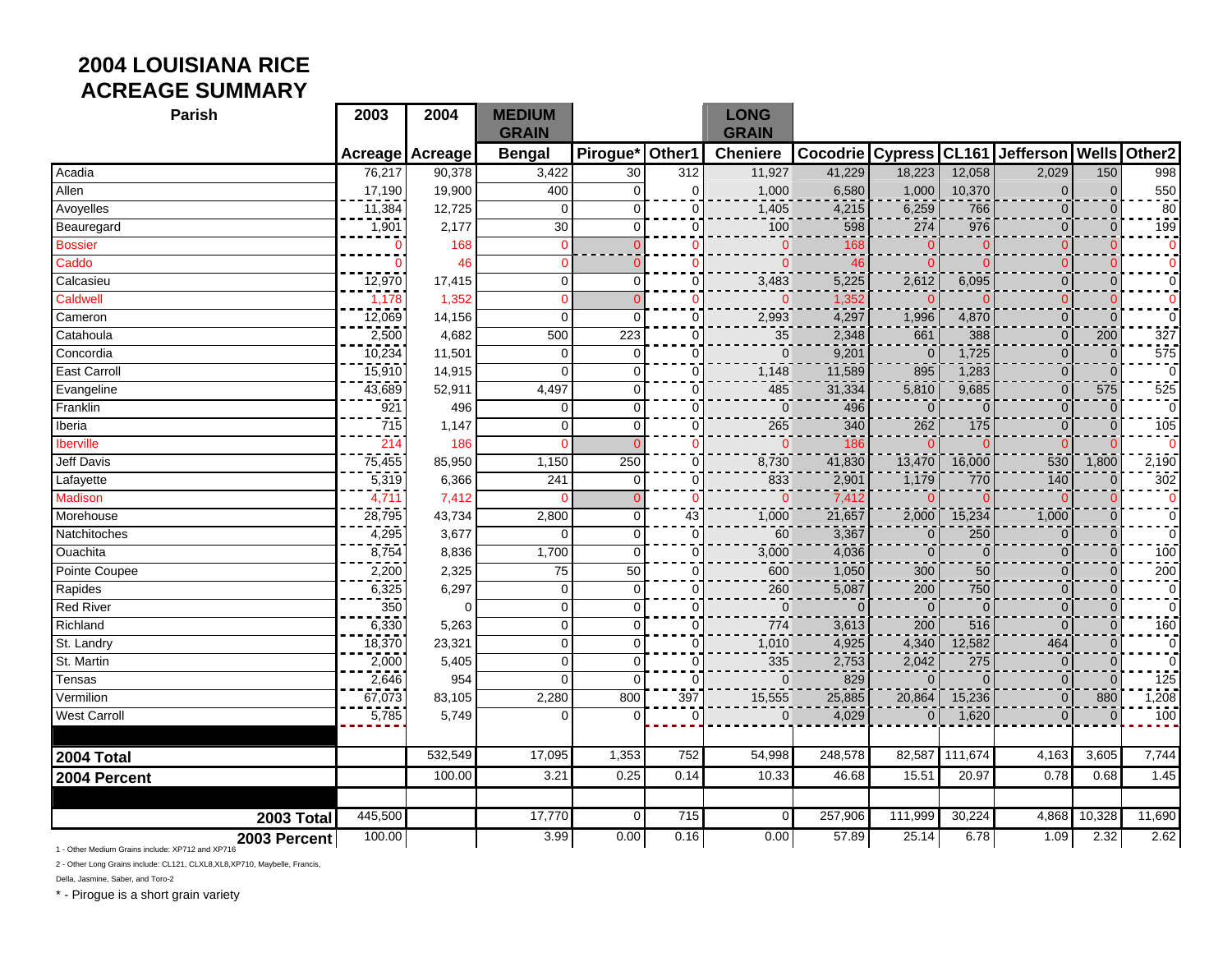# 2004 LOUISIANA RICE ACREAGE SUMMARY

| Parish | 2003 | 2004 | MEDIUM GRAIN | | | LONG GRAIN | | | | | | |
|---|---|---|---|---|---|---|---|---|---|---|---|---|
| | Acreage | Acreage | Bengal | Pirogue* | Other1 | Cheniere | Cocodrie | Cypress | CL161 | Jefferson | Wells | Other2 |
| Acadia | 76,217 | 90,378 | 3,422 | 30 | 312 | 11,927 | 41,229 | 18,223 | 12,058 | 2,029 | 150 | 998 |
| Allen | 17,190 | 19,900 | 400 | 0 | 0 | 1,000 | 6,580 | 1,000 | 10,370 | 0 | 0 | 550 |
| Avoyelles | 11,384 | 12,725 | 0 | 0 | 0 | 1,405 | 4,215 | 6,259 | 766 | 0 | 0 | 80 |
| Beauregard | 1,901 | 2,177 | 30 | 0 | 0 | 100 | 598 | 274 | 976 | 0 | 0 | 199 |
| Bossier | 0 | 168 | 0 | 0 | 0 | 0 | 168 | 0 | 0 | 0 | 0 | 0 |
| Caddo | 0 | 46 | 0 | 0 | 0 | 0 | 46 | 0 | 0 | 0 | 0 | 0 |
| Calcasieu | 12,970 | 17,415 | 0 | 0 | 0 | 3,483 | 5,225 | 2,612 | 6,095 | 0 | 0 | 0 |
| Caldwell | 1,178 | 1,352 | 0 | 0 | 0 | 0 | 1,352 | 0 | 0 | 0 | 0 | 0 |
| Cameron | 12,069 | 14,156 | 0 | 0 | 0 | 2,993 | 4,297 | 1,996 | 4,870 | 0 | 0 | 0 |
| Catahoula | 2,500 | 4,682 | 500 | 223 | 0 | 35 | 2,348 | 661 | 388 | 0 | 200 | 327 |
| Concordia | 10,234 | 11,501 | 0 | 0 | 0 | 0 | 9,201 | 0 | 1,725 | 0 | 0 | 575 |
| East Carroll | 15,910 | 14,915 | 0 | 0 | 0 | 1,148 | 11,589 | 895 | 1,283 | 0 | 0 | 0 |
| Evangeline | 43,689 | 52,911 | 4,497 | 0 | 0 | 485 | 31,334 | 5,810 | 9,685 | 0 | 575 | 525 |
| Franklin | 921 | 496 | 0 | 0 | 0 | 0 | 496 | 0 | 0 | 0 | 0 | 0 |
| Iberia | 715 | 1,147 | 0 | 0 | 0 | 265 | 340 | 262 | 175 | 0 | 0 | 105 |
| Iberville | 214 | 186 | 0 | 0 | 0 | 0 | 186 | 0 | 0 | 0 | 0 | 0 |
| Jeff Davis | 75,455 | 85,950 | 1,150 | 250 | 0 | 8,730 | 41,830 | 13,470 | 16,000 | 530 | 1,800 | 2,190 |
| Lafayette | 5,319 | 6,366 | 241 | 0 | 0 | 833 | 2,901 | 1,179 | 770 | 140 | 0 | 302 |
| Madison | 4,711 | 7,412 | 0 | 0 | 0 | 0 | 7,412 | 0 | 0 | 0 | 0 | 0 |
| Morehouse | 28,795 | 43,734 | 2,800 | 0 | 43 | 1,000 | 21,657 | 2,000 | 15,234 | 1,000 | 0 | 0 |
| Natchitoches | 4,295 | 3,677 | 0 | 0 | 0 | 60 | 3,367 | 0 | 250 | 0 | 0 | 0 |
| Ouachita | 8,754 | 8,836 | 1,700 | 0 | 0 | 3,000 | 4,036 | 0 | 0 | 0 | 0 | 100 |
| Pointe Coupee | 2,200 | 2,325 | 75 | 50 | 0 | 600 | 1,050 | 300 | 50 | 0 | 0 | 200 |
| Rapides | 6,325 | 6,297 | 0 | 0 | 0 | 260 | 5,087 | 200 | 750 | 0 | 0 | 0 |
| Red River | 350 | 0 | 0 | 0 | 0 | 0 | 0 | 0 | 0 | 0 | 0 | 0 |
| Richland | 6,330 | 5,263 | 0 | 0 | 0 | 774 | 3,613 | 200 | 516 | 0 | 0 | 160 |
| St. Landry | 18,370 | 23,321 | 0 | 0 | 0 | 1,010 | 4,925 | 4,340 | 12,582 | 464 | 0 | 0 |
| St. Martin | 2,000 | 5,405 | 0 | 0 | 0 | 335 | 2,753 | 2,042 | 275 | 0 | 0 | 0 |
| Tensas | 2,646 | 954 | 0 | 0 | 0 | 0 | 829 | 0 | 0 | 0 | 0 | 125 |
| Vermilion | 67,073 | 83,105 | 2,280 | 800 | 397 | 15,555 | 25,885 | 20,864 | 15,236 | 0 | 880 | 1,208 |
| West Carroll | 5,785 | 5,749 | 0 | 0 | 0 | 0 | 4,029 | 0 | 1,620 | 0 | 0 | 100 |
| **2004 Total** | | 532,549 | 17,095 | 1,353 | 752 | 54,998 | 248,578 | 82,587 | 111,674 | 4,163 | 3,605 | 7,744 |
| **2004 Percent** | | 100.00 | 3.21 | 0.25 | 0.14 | 10.33 | 46.68 | 15.51 | 20.97 | 0.78 | 0.68 | 1.45 |
| **2003 Total** | 445,500 | | 17,770 | 0 | 715 | 0 | 257,906 | 111,999 | 30,224 | 4,868 | 10,328 | 11,690 |
| **2003 Percent** | 100.00 | | 3.99 | 0.00 | 0.16 | 0.00 | 57.89 | 25.14 | 6.78 | 1.09 | 2.32 | 2.62 |

1 - Other Medium Grains include: XP712 and XP716

2 - Other Long Grains include: CL121, CLXL8,XL8,XP710, Maybelle, Francis, Della, Jasmine, Saber, and Toro-2

* - Pirogue is a short grain variety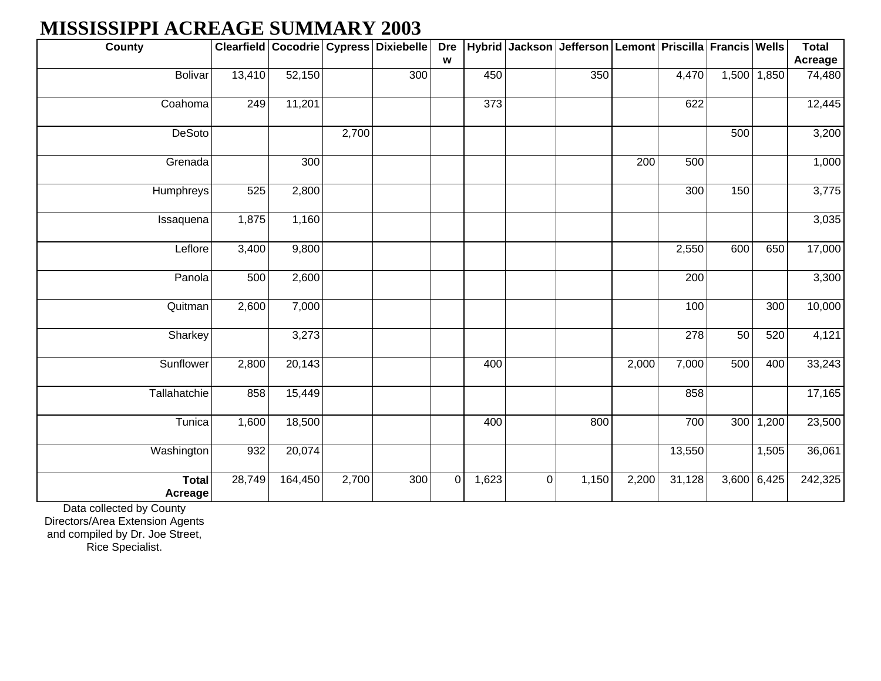# MISSISSIPPI ACREAGE SUMMARY 2003

| County | Clearfield | Cocodrie | Cypress | Dixiebelle | Drew | Hybrid | Jackson | Jefferson | Lemont | Priscilla | Francis | Wells | Total Acreage |
|---|---|---|---|---|---|---|---|---|---|---|---|---|---|
| Bolivar | 13,410 | 52,150 | | 300 | | 450 | | 350 | | 4,470 | 1,500 | 1,850 | 74,480 |
| Coahoma | 249 | 11,201 | | | | 373 | | | | 622 | | | 12,445 |
| DeSoto | | | 2,700 | | | | | | | | 500 | | 3,200 |
| Grenada | | 300 | | | | | | | 200 | 500 | | | 1,000 |
| Humphreys | 525 | 2,800 | | | | | | | | 300 | 150 | | 3,775 |
| Issaquena | 1,875 | 1,160 | | | | | | | | | | | 3,035 |
| Leflore | 3,400 | 9,800 | | | | | | | | 2,550 | 600 | 650 | 17,000 |
| Panola | 500 | 2,600 | | | | | | | | 200 | | | 3,300 |
| Quitman | 2,600 | 7,000 | | | | | | | | 100 | | 300 | 10,000 |
| Sharkey | | 3,273 | | | | | | | | 278 | 50 | 520 | 4,121 |
| Sunflower | 2,800 | 20,143 | | | | 400 | | | 2,000 | 7,000 | 500 | 400 | 33,243 |
| Tallahatchie | 858 | 15,449 | | | | | | | | 858 | | | 17,165 |
| Tunica | 1,600 | 18,500 | | | | 400 | | 800 | | 700 | 300 | 1,200 | 23,500 |
| Washington | 932 | 20,074 | | | | | | | | 13,550 | | 1,505 | 36,061 |
| **Total Acreage** | 28,749 | 164,450 | 2,700 | 300 | 0 | 1,623 | 0 | 1,150 | 2,200 | 31,128 | 3,600 | 6,425 | 242,325 |

Data collected by County Directors/Area Extension Agents and compiled by Dr. Joe Street, Rice Specialist.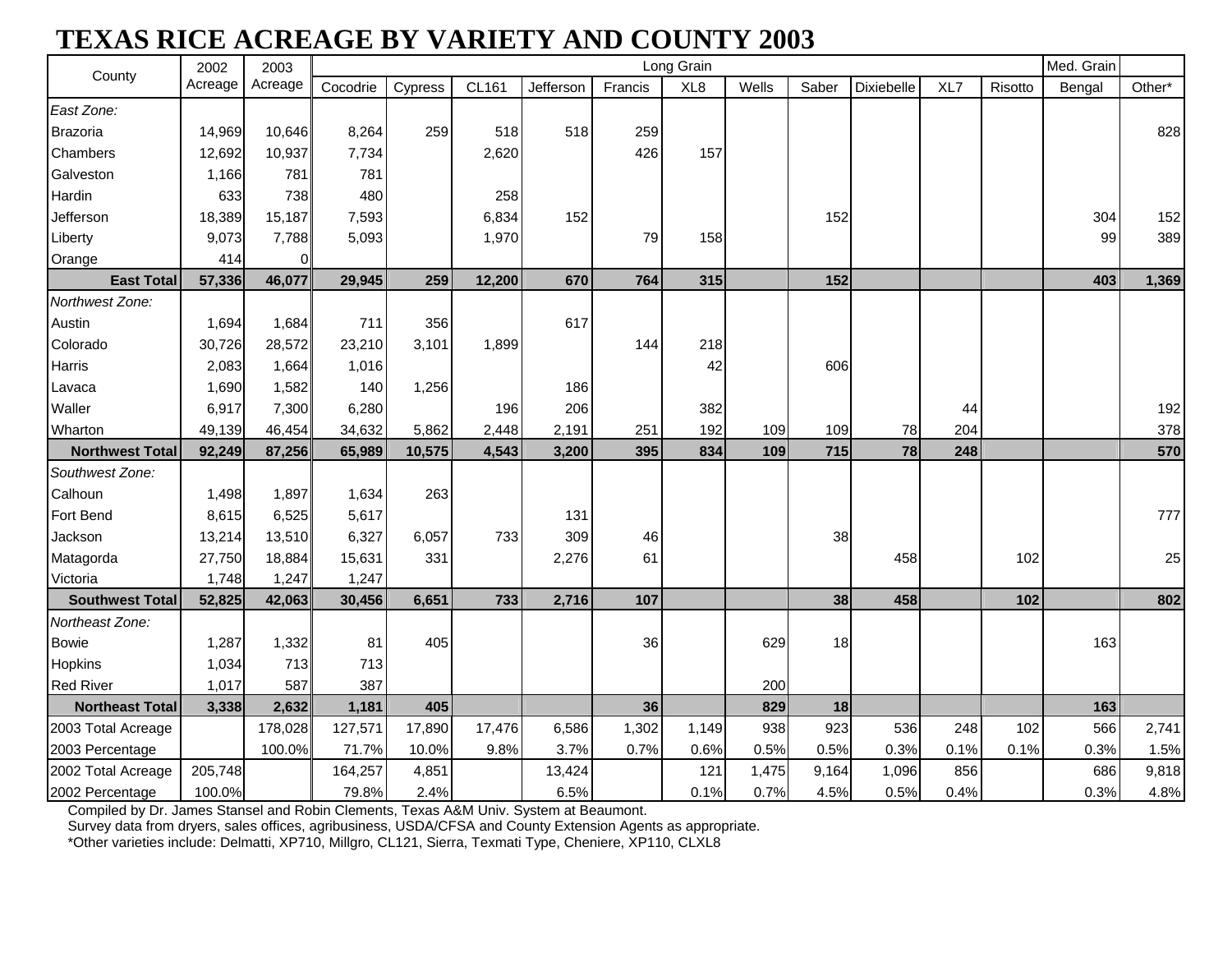# TEXAS RICE ACREAGE BY VARIETY AND COUNTY 2003

| County | 2002 Acreage | 2003 Acreage | Long Grain | | | | | | | | | | | Med. Grain | |
|---|---|---|---|---|---|---|---|---|---|---|---|---|---|---|---|
| | | | Cocodrie | Cypress | CL161 | Jefferson | Francis | XL8 | Wells | Saber | Dixiebelle | XL7 | Risotto | Bengal | Other* |
| *East Zone:* | | | | | | | | | | | | | | | |
| Brazoria | 14,969 | 10,646 | 8,264 | 259 | 518 | 518 | 259 | | | | | | | | 828 |
| Chambers | 12,692 | 10,937 | 7,734 | | 2,620 | | 426 | 157 | | | | | | | |
| Galveston | 1,166 | 781 | 781 | | | | | | | | | | | | |
| Hardin | 633 | 738 | 480 | | 258 | | | | | | | | | | |
| Jefferson | 18,389 | 15,187 | 7,593 | | 6,834 | 152 | | | | 152 | | | | 304 | 152 |
| Liberty | 9,073 | 7,788 | 5,093 | | 1,970 | | 79 | 158 | | | | | | 99 | 389 |
| Orange | 414 | 0 | | | | | | | | | | | | | |
| **East Total** | **57,336** | **46,077** | **29,945** | **259** | **12,200** | **670** | **764** | **315** | | **152** | | | | **403** | **1,369** |
| *Northwest Zone:* | | | | | | | | | | | | | | | |
| Austin | 1,694 | 1,684 | 711 | 356 | | 617 | | | | | | | | | |
| Colorado | 30,726 | 28,572 | 23,210 | 3,101 | 1,899 | | 144 | 218 | | | | | | | |
| Harris | 2,083 | 1,664 | 1,016 | | | | | 42 | | 606 | | | | | |
| Lavaca | 1,690 | 1,582 | 140 | 1,256 | | 186 | | | | | | | | | |
| Waller | 6,917 | 7,300 | 6,280 | | 196 | 206 | | 382 | | | | 44 | | | 192 |
| Wharton | 49,139 | 46,454 | 34,632 | 5,862 | 2,448 | 2,191 | 251 | 192 | 109 | 109 | 78 | 204 | | | 378 |
| **Northwest Total** | **92,249** | **87,256** | **65,989** | **10,575** | **4,543** | **3,200** | **395** | **834** | **109** | **715** | **78** | **248** | | | **570** |
| *Southwest Zone:* | | | | | | | | | | | | | | | |
| Calhoun | 1,498 | 1,897 | 1,634 | 263 | | | | | | | | | | | |
| Fort Bend | 8,615 | 6,525 | 5,617 | | | 131 | | | | | | | | | 777 |
| Jackson | 13,214 | 13,510 | 6,327 | 6,057 | 733 | 309 | 46 | | | 38 | | | | | |
| Matagorda | 27,750 | 18,884 | 15,631 | 331 | | 2,276 | 61 | | | | 458 | | 102 | | 25 |
| Victoria | 1,748 | 1,247 | 1,247 | | | | | | | | | | | | |
| **Southwest Total** | **52,825** | **42,063** | **30,456** | **6,651** | **733** | **2,716** | **107** | | | **38** | **458** | | **102** | | **802** |
| *Northeast Zone:* | | | | | | | | | | | | | | | |
| Bowie | 1,287 | 1,332 | 81 | 405 | | | 36 | | 629 | 18 | | | | 163 | |
| Hopkins | 1,034 | 713 | 713 | | | | | | | | | | | | |
| Red River | 1,017 | 587 | 387 | | | | | | 200 | | | | | | |
| **Northeast Total** | **3,338** | **2,632** | **1,181** | **405** | | | **36** | | **829** | **18** | | | | **163** | |
| 2003 Total Acreage | | 178,028 | 127,571 | 17,890 | 17,476 | 6,586 | 1,302 | 1,149 | 938 | 923 | 536 | 248 | 102 | 566 | 2,741 |
| 2003 Percentage | | 100.0% | 71.7% | 10.0% | 9.8% | 3.7% | 0.7% | 0.6% | 0.5% | 0.5% | 0.3% | 0.1% | 0.1% | 0.3% | 1.5% |
| 2002 Total Acreage | 205,748 | | 164,257 | 4,851 | | 13,424 | | 121 | 1,475 | 9,164 | 1,096 | 856 | | 686 | 9,818 |
| 2002 Percentage | 100.0% | | 79.8% | 2.4% | | 6.5% | | 0.1% | 0.7% | 4.5% | 0.5% | 0.4% | | 0.3% | 4.8% |

Compiled by Dr. James Stansel and Robin Clements, Texas A&M Univ. System at Beaumont.

Survey data from dryers, sales offices, agribusiness, USDA/CFSA and County Extension Agents as appropriate.

*Other varieties include: Delmatti, XP710, Millgro, CL121, Sierra, Texmati Type, Cheniere, XP110, CLXL8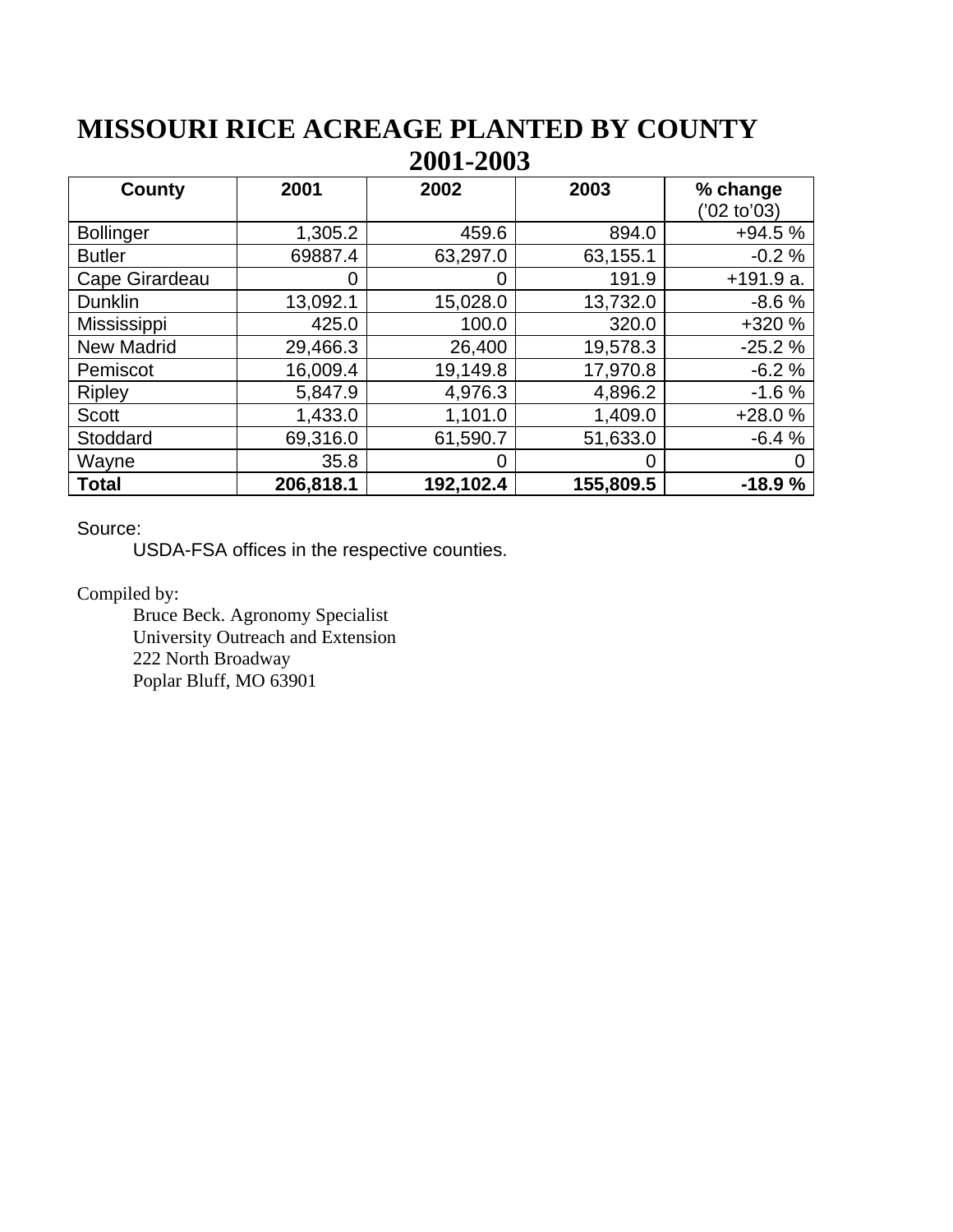# MISSOURI RICE ACREAGE PLANTED BY COUNTY 2001-2003

| County | 2001 | 2002 | 2003 | % change ('02 to'03) |
|---|---|---|---|---|
| Bollinger | 1,305.2 | 459.6 | 894.0 | +94.5 % |
| Butler | 69887.4 | 63,297.0 | 63,155.1 | -0.2 % |
| Cape Girardeau | 0 | 0 | 191.9 | +191.9 a. |
| Dunklin | 13,092.1 | 15,028.0 | 13,732.0 | -8.6 % |
| Mississippi | 425.0 | 100.0 | 320.0 | +320 % |
| New Madrid | 29,466.3 | 26,400 | 19,578.3 | -25.2 % |
| Pemiscot | 16,009.4 | 19,149.8 | 17,970.8 | -6.2 % |
| Ripley | 5,847.9 | 4,976.3 | 4,896.2 | -1.6 % |
| Scott | 1,433.0 | 1,101.0 | 1,409.0 | +28.0 % |
| Stoddard | 69,316.0 | 61,590.7 | 51,633.0 | -6.4 % |
| Wayne | 35.8 | 0 | 0 | 0 |
| **Total** | **206,818.1** | **192,102.4** | **155,809.5** | **-18.9 %** |

Source:

USDA-FSA offices in the respective counties.

Compiled by:

Bruce Beck. Agronomy Specialist
University Outreach and Extension
222 North Broadway
Poplar Bluff, MO 63901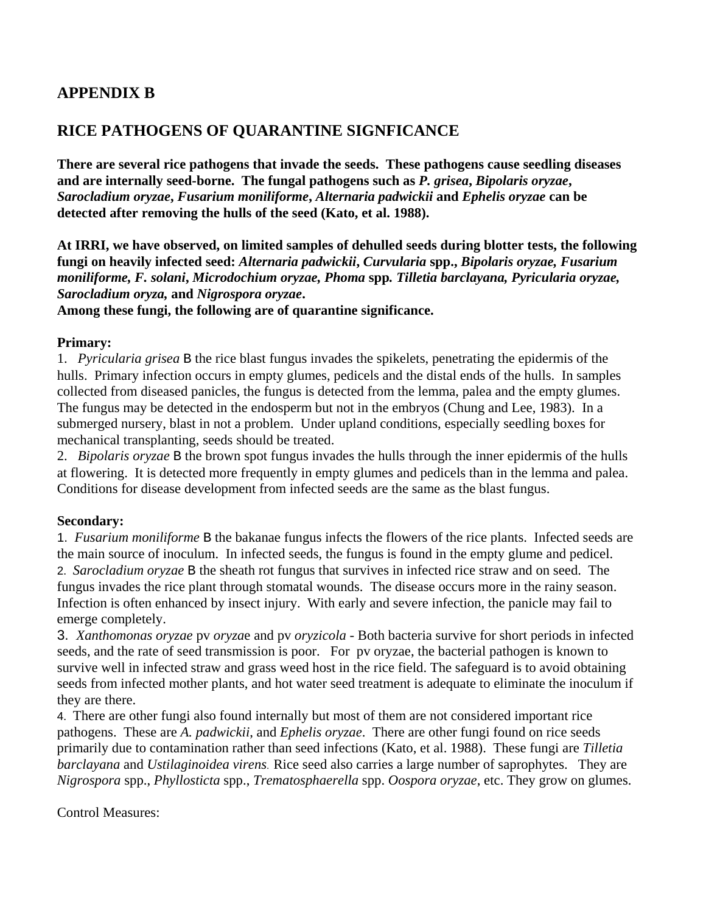## APPENDIX B

## RICE PATHOGENS OF QUARANTINE SIGNFICANCE

**There are several rice pathogens that invade the seeds. These pathogens cause seedling diseases and are internally seed-borne. The fungal pathogens such as *P. grisea*, *Bipolaris oryzae*, *Sarocladium oryzae*, *Fusarium moniliforme*, *Alternaria padwickii* and *Ephelis oryzae* can be detected after removing the hulls of the seed (Kato, et al. 1988).**

**At IRRI, we have observed, on limited samples of dehulled seeds during blotter tests, the following fungi on heavily infected seed: *Alternaria padwickii*, *Curvularia* spp., *Bipolaris oryzae, Fusarium moniliforme, F. solani*, *Microdochium oryzae, Phoma* spp. *Tilletia barclayana, Pyricularia oryzae, Sarocladium oryza,* and *Nigrospora oryzae*.**
**Among these fungi, the following are of quarantine significance.**

**Primary:**

1. *Pyricularia grisea* B the rice blast fungus invades the spikelets, penetrating the epidermis of the hulls. Primary infection occurs in empty glumes, pedicels and the distal ends of the hulls. In samples collected from diseased panicles, the fungus is detected from the lemma, palea and the empty glumes. The fungus may be detected in the endosperm but not in the embryos (Chung and Lee, 1983). In a submerged nursery, blast in not a problem. Under upland conditions, especially seedling boxes for mechanical transplanting, seeds should be treated.
2. *Bipolaris oryzae* B the brown spot fungus invades the hulls through the inner epidermis of the hulls at flowering. It is detected more frequently in empty glumes and pedicels than in the lemma and palea. Conditions for disease development from infected seeds are the same as the blast fungus.

**Secondary:**

1. *Fusarium moniliforme* B the bakanae fungus infects the flowers of the rice plants. Infected seeds are the main source of inoculum. In infected seeds, the fungus is found in the empty glume and pedicel.
2. *Sarocladium oryzae* B the sheath rot fungus that survives in infected rice straw and on seed. The fungus invades the rice plant through stomatal wounds. The disease occurs more in the rainy season. Infection is often enhanced by insect injury. With early and severe infection, the panicle may fail to emerge completely.
3. *Xanthomonas oryzae* pv *oryza*e and pv *oryzicola* - Both bacteria survive for short periods in infected seeds, and the rate of seed transmission is poor. For pv oryzae, the bacterial pathogen is known to survive well in infected straw and grass weed host in the rice field. The safeguard is to avoid obtaining seeds from infected mother plants, and hot water seed treatment is adequate to eliminate the inoculum if they are there.
4. There are other fungi also found internally but most of them are not considered important rice pathogens. These are *A. padwickii*, and *Ephelis oryzae*. There are other fungi found on rice seeds primarily due to contamination rather than seed infections (Kato, et al. 1988). These fungi are *Tilletia barclayana* and *Ustilaginoidea virens*. Rice seed also carries a large number of saprophytes. They are *Nigrospora* spp., *Phyllosticta* spp., *Trematosphaerella* spp. *Oospora oryzae*, etc. They grow on glumes.

Control Measures: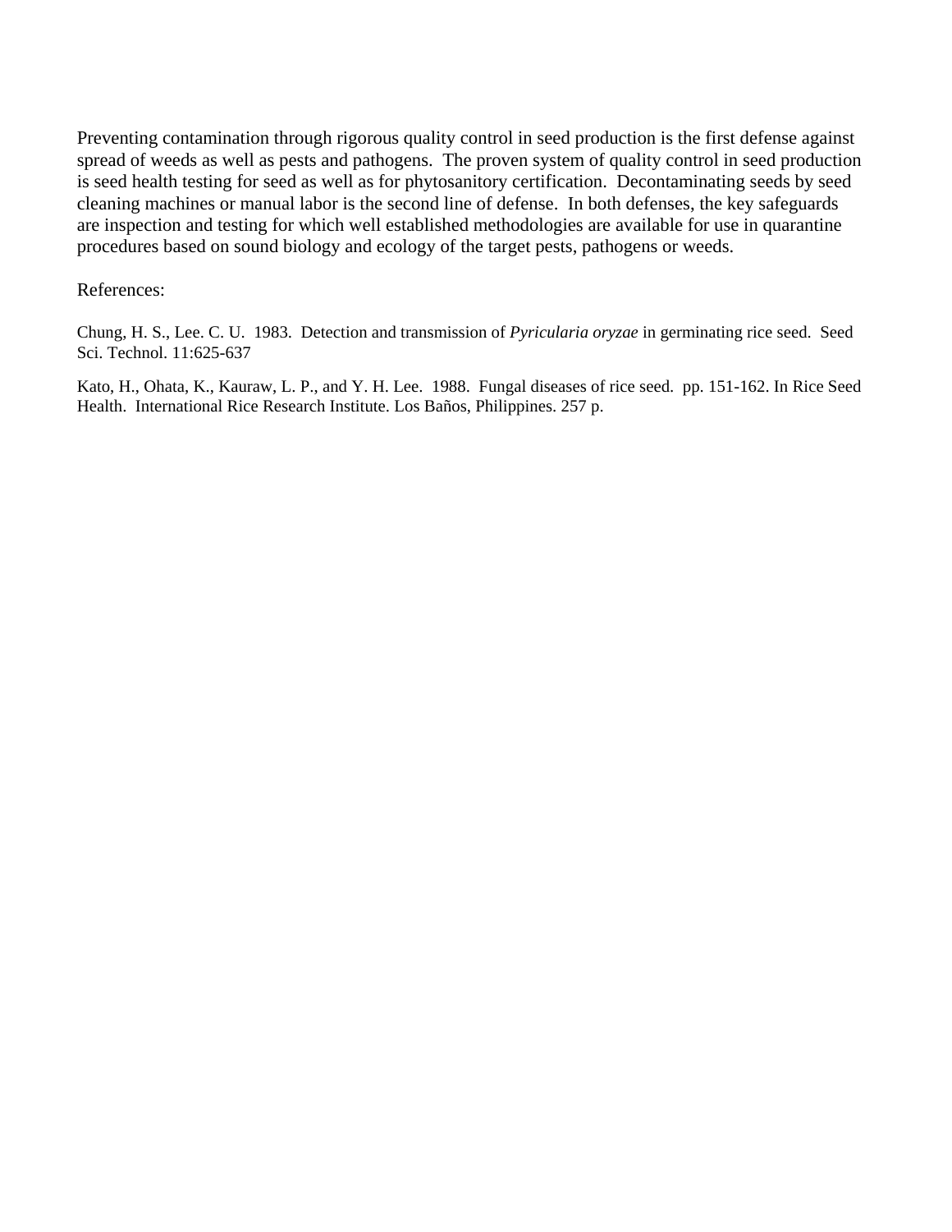Preventing contamination through rigorous quality control in seed production is the first defense against spread of weeds as well as pests and pathogens. The proven system of quality control in seed production is seed health testing for seed as well as for phytosanitory certification. Decontaminating seeds by seed cleaning machines or manual labor is the second line of defense. In both defenses, the key safeguards are inspection and testing for which well established methodologies are available for use in quarantine procedures based on sound biology and ecology of the target pests, pathogens or weeds.

References:

Chung, H. S., Lee. C. U. 1983. Detection and transmission of *Pyricularia oryzae* in germinating rice seed. Seed Sci. Technol. 11:625-637

Kato, H., Ohata, K., Kauraw, L. P., and Y. H. Lee. 1988. Fungal diseases of rice seed. pp. 151-162. In Rice Seed Health. International Rice Research Institute. Los Baños, Philippines. 257 p.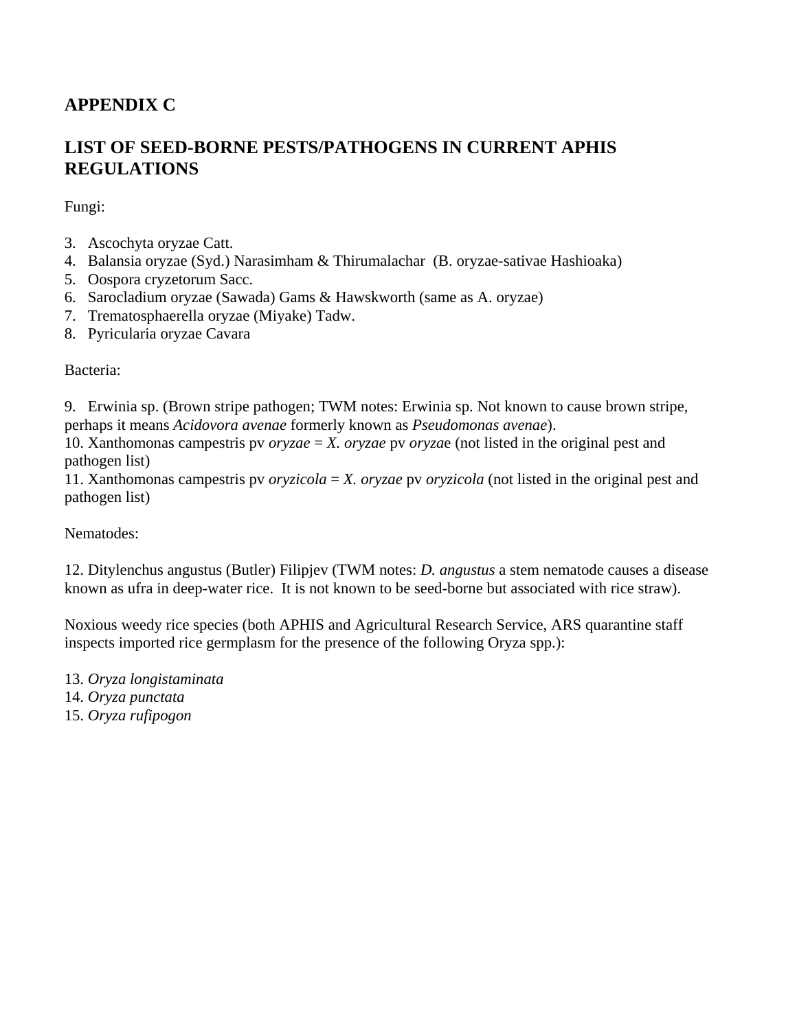## APPENDIX C

## LIST OF SEED-BORNE PESTS/PATHOGENS IN CURRENT APHIS REGULATIONS

Fungi:

3. Ascochyta oryzae Catt.
4. Balansia oryzae (Syd.) Narasimham & Thirumalachar (B. oryzae-sativae Hashioaka)
5. Oospora cryzetorum Sacc.
6. Sarocladium oryzae (Sawada) Gams & Hawskworth (same as A. oryzae)
7. Trematosphaerella oryzae (Miyake) Tadw.
8. Pyricularia oryzae Cavara

Bacteria:

9. Erwinia sp. (Brown stripe pathogen; TWM notes: Erwinia sp. Not known to cause brown stripe, perhaps it means *Acidovora avenae* formerly known as *Pseudomonas avenae*).
10. Xanthomonas campestris pv *oryzae* = *X. oryzae* pv *oryza*e (not listed in the original pest and pathogen list)
11. Xanthomonas campestris pv *oryzicola* = *X. oryzae* pv *oryzicola* (not listed in the original pest and pathogen list)

Nematodes:

12. Ditylenchus angustus (Butler) Filipjev (TWM notes: *D. angustus* a stem nematode causes a disease known as ufra in deep-water rice. It is not known to be seed-borne but associated with rice straw).

Noxious weedy rice species (both APHIS and Agricultural Research Service, ARS quarantine staff inspects imported rice germplasm for the presence of the following Oryza spp.):

13. *Oryza longistaminata*
14. *Oryza punctata*
15. *Oryza rufipogon*